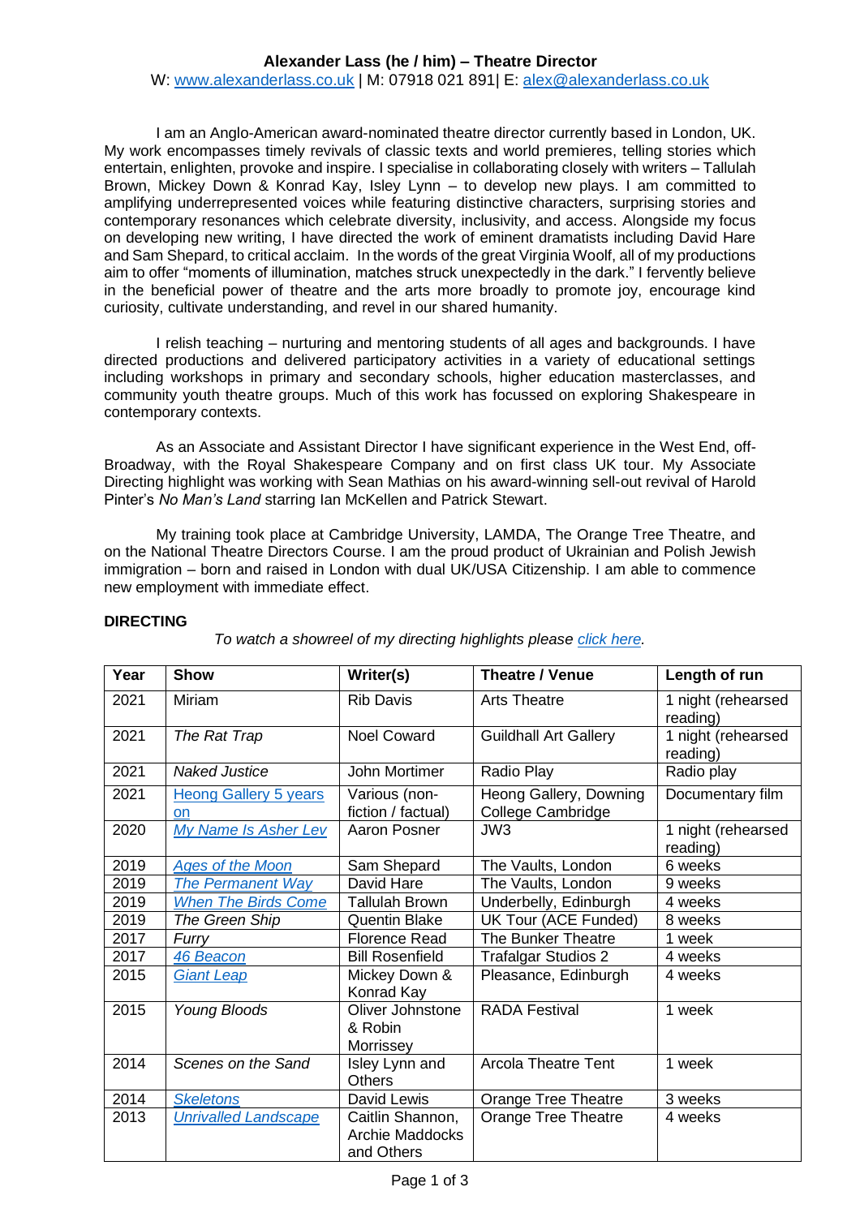**Alexander Lass (he / him) – Theatre Director**

W: [www.alexanderlass.co.uk](http://www.alexanderlass.co.uk) | M: 07918 021 891| E: [alex@alexanderlass.co.uk](mailto:alex@alexanderlass.co.uk)

I am an Anglo-American award-nominated theatre director currently based in London, UK. My work encompasses timely revivals of classic texts and world premieres, telling stories which entertain, enlighten, provoke and inspire. I specialise in collaborating closely with writers – Tallulah Brown, Mickey Down & Konrad Kay, Isley Lynn – to develop new plays. I am committed to amplifying underrepresented voices while featuring distinctive characters, surprising stories and contemporary resonances which celebrate diversity, inclusivity, and access. Alongside my focus on developing new writing, I have directed the work of eminent dramatists including David Hare and Sam Shepard, to critical acclaim. In the words of the great Virginia Woolf, all of my productions aim to offer "moments of illumination, matches struck unexpectedly in the dark." I fervently believe in the beneficial power of theatre and the arts more broadly to promote joy, encourage kind curiosity, cultivate understanding, and revel in our shared humanity.

I relish teaching – nurturing and mentoring students of all ages and backgrounds. I have directed productions and delivered participatory activities in a variety of educational settings including workshops in primary and secondary schools, higher education masterclasses, and community youth theatre groups. Much of this work has focussed on exploring Shakespeare in contemporary contexts.

As an Associate and Assistant Director I have significant experience in the West End, off-Broadway, with the Royal Shakespeare Company and on first class UK tour. My Associate Directing highlight was working with Sean Mathias on his award-winning sell-out revival of Harold Pinter's *No Man's Land* starring Ian McKellen and Patrick Stewart.

My training took place at Cambridge University, LAMDA, The Orange Tree Theatre, and on the National Theatre Directors Course. I am the proud product of Ukrainian and Polish Jewish immigration – born and raised in London with dual UK/USA Citizenship. I am able to commence new employment with immediate effect.

**DIRECTING**

*To watch a showreel of my directing highlights please click here.*

| Year | Show | Writer(s) | Theatre / Venue | Length of run |
|---|---|---|---|---|
| 2021 | Miriam | Rib Davis | Arts Theatre | 1 night (rehearsed reading) |
| 2021 | *The Rat Trap* | Noel Coward | Guildhall Art Gallery | 1 night (rehearsed reading) |
| 2021 | *Naked Justice* | John Mortimer | Radio Play | Radio play |
| 2021 | Heong Gallery 5 years on | Various (non-fiction / factual) | Heong Gallery, Downing College Cambridge | Documentary film |
| 2020 | *My Name Is Asher Lev* | Aaron Posner | JW3 | 1 night (rehearsed reading) |
| 2019 | *Ages of the Moon* | Sam Shepard | The Vaults, London | 6 weeks |
| 2019 | *The Permanent Way* | David Hare | The Vaults, London | 9 weeks |
| 2019 | *When The Birds Come* | Tallulah Brown | Underbelly, Edinburgh | 4 weeks |
| 2019 | *The Green Ship* | Quentin Blake | UK Tour (ACE Funded) | 8 weeks |
| 2017 | *Furry* | Florence Read | The Bunker Theatre | 1 week |
| 2017 | *46 Beacon* | Bill Rosenfield | Trafalgar Studios 2 | 4 weeks |
| 2015 | *Giant Leap* | Mickey Down & Konrad Kay | Pleasance, Edinburgh | 4 weeks |
| 2015 | *Young Bloods* | Oliver Johnstone & Robin Morrissey | RADA Festival | 1 week |
| 2014 | *Scenes on the Sand* | Isley Lynn and Others | Arcola Theatre Tent | 1 week |
| 2014 | *Skeletons* | David Lewis | Orange Tree Theatre | 3 weeks |
| 2013 | *Unrivalled Landscape* | Caitlin Shannon, Archie Maddocks and Others | Orange Tree Theatre | 4 weeks |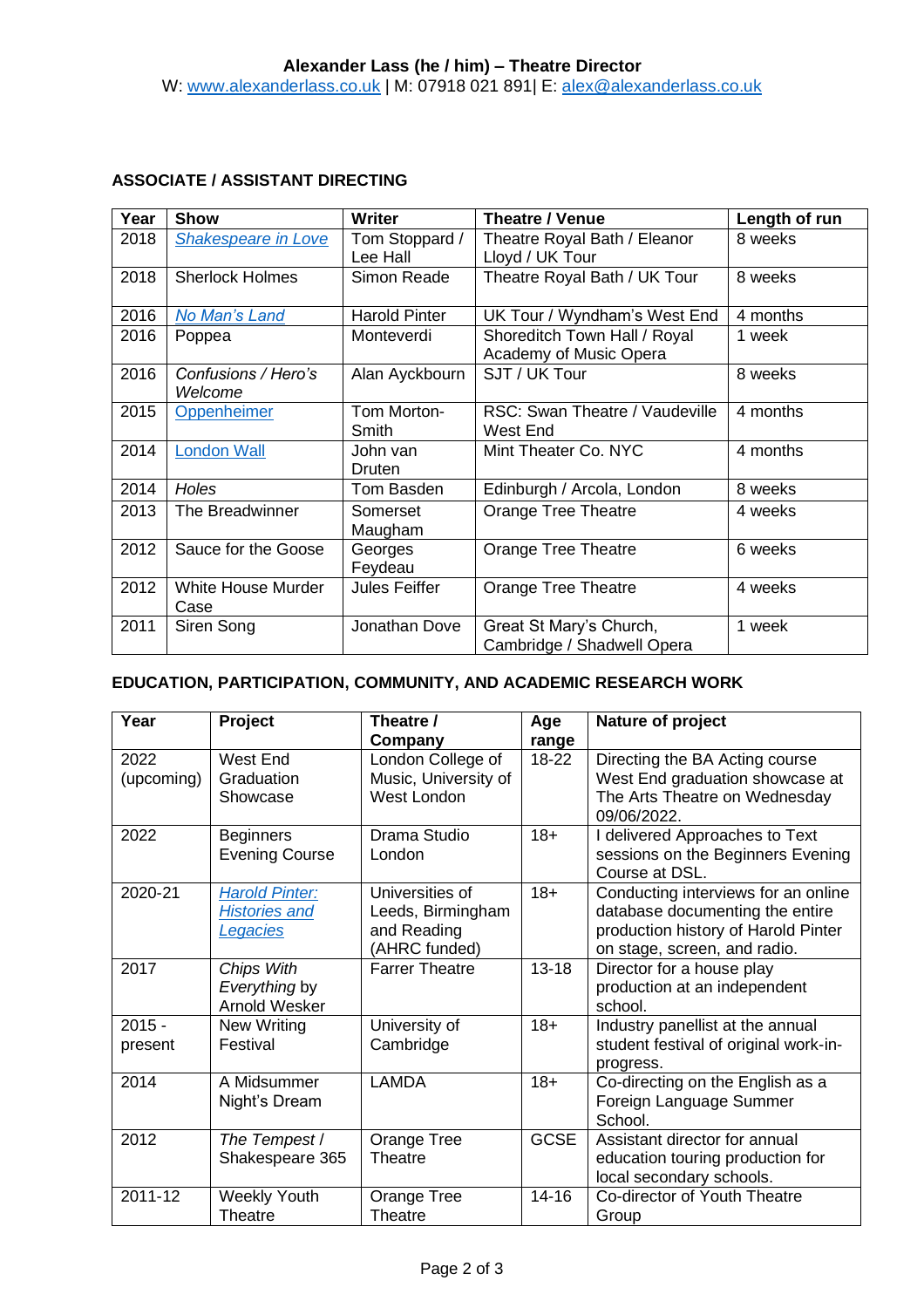**Alexander Lass (he / him) – Theatre Director**
W: [www.alexanderlass.co.uk](http://www.alexanderlass.co.uk) | M: 07918 021 891| E: [alex@alexanderlass.co.uk](mailto:alex@alexanderlass.co.uk)

## ASSOCIATE / ASSISTANT DIRECTING

| Year | Show | Writer | Theatre / Venue | Length of run |
|---|---|---|---|---|
| 2018 | *Shakespeare in Love* | Tom Stoppard / Lee Hall | Theatre Royal Bath / Eleanor Lloyd / UK Tour | 8 weeks |
| 2018 | Sherlock Holmes | Simon Reade | Theatre Royal Bath / UK Tour | 8 weeks |
| 2016 | *No Man's Land* | Harold Pinter | UK Tour / Wyndham's West End | 4 months |
| 2016 | Poppea | Monteverdi | Shoreditch Town Hall / Royal Academy of Music Opera | 1 week |
| 2016 | *Confusions / Hero's Welcome* | Alan Ayckbourn | SJT / UK Tour | 8 weeks |
| 2015 | Oppenheimer | Tom Morton-Smith | RSC: Swan Theatre / Vaudeville West End | 4 months |
| 2014 | London Wall | John van Druten | Mint Theater Co. NYC | 4 months |
| 2014 | *Holes* | Tom Basden | Edinburgh / Arcola, London | 8 weeks |
| 2013 | The Breadwinner | Somerset Maugham | Orange Tree Theatre | 4 weeks |
| 2012 | Sauce for the Goose | Georges Feydeau | Orange Tree Theatre | 6 weeks |
| 2012 | White House Murder Case | Jules Feiffer | Orange Tree Theatre | 4 weeks |
| 2011 | Siren Song | Jonathan Dove | Great St Mary's Church, Cambridge / Shadwell Opera | 1 week |

## EDUCATION, PARTICIPATION, COMMUNITY, AND ACADEMIC RESEARCH WORK

| Year | Project | Theatre / Company | Age range | Nature of project |
|---|---|---|---|---|
| 2022 (upcoming) | West End Graduation Showcase | London College of Music, University of West London | 18-22 | Directing the BA Acting course West End graduation showcase at The Arts Theatre on Wednesday 09/06/2022. |
| 2022 | Beginners Evening Course | Drama Studio London | 18+ | I delivered Approaches to Text sessions on the Beginners Evening Course at DSL. |
| 2020-21 | *Harold Pinter: Histories and Legacies* | Universities of Leeds, Birmingham and Reading (AHRC funded) | 18+ | Conducting interviews for an online database documenting the entire production history of Harold Pinter on stage, screen, and radio. |
| 2017 | *Chips With Everything* by Arnold Wesker | Farrer Theatre | 13-18 | Director for a house play production at an independent school. |
| 2015 - present | New Writing Festival | University of Cambridge | 18+ | Industry panellist at the annual student festival of original work-in-progress. |
| 2014 | A Midsummer Night's Dream | LAMDA | 18+ | Co-directing on the English as a Foreign Language Summer School. |
| 2012 | *The Tempest* / Shakespeare 365 | Orange Tree Theatre | GCSE | Assistant director for annual education touring production for local secondary schools. |
| 2011-12 | Weekly Youth Theatre | Orange Tree Theatre | 14-16 | Co-director of Youth Theatre Group |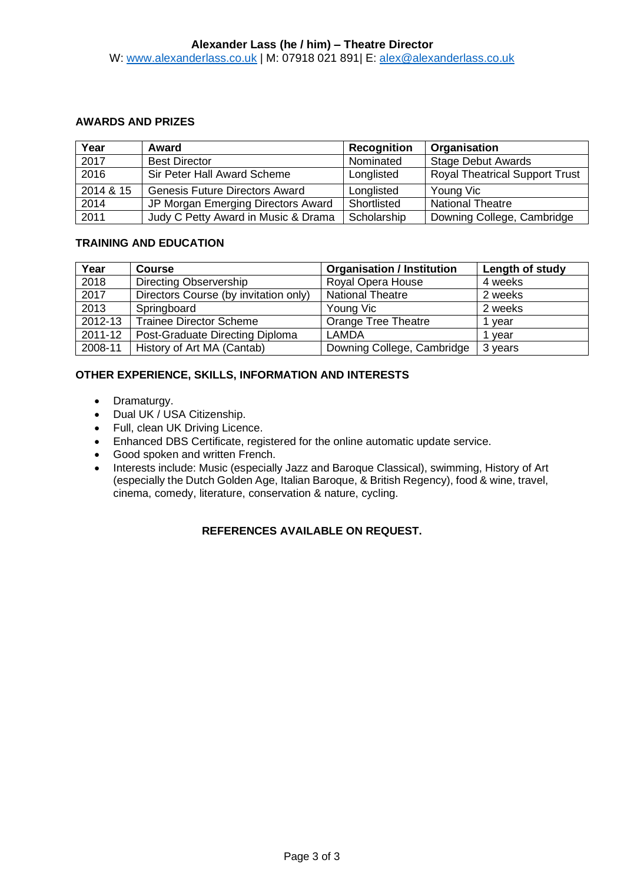**Alexander Lass (he / him) – Theatre Director**

W: www.alexanderlass.co.uk | M: 07918 021 891| E: alex@alexanderlass.co.uk

## AWARDS AND PRIZES

| Year | Award | Recognition | Organisation |
|---|---|---|---|
| 2017 | Best Director | Nominated | Stage Debut Awards |
| 2016 | Sir Peter Hall Award Scheme | Longlisted | Royal Theatrical Support Trust |
| 2014 & 15 | Genesis Future Directors Award | Longlisted | Young Vic |
| 2014 | JP Morgan Emerging Directors Award | Shortlisted | National Theatre |
| 2011 | Judy C Petty Award in Music & Drama | Scholarship | Downing College, Cambridge |

## TRAINING AND EDUCATION

| Year | Course | Organisation / Institution | Length of study |
|---|---|---|---|
| 2018 | Directing Observership | Royal Opera House | 4 weeks |
| 2017 | Directors Course (by invitation only) | National Theatre | 2 weeks |
| 2013 | Springboard | Young Vic | 2 weeks |
| 2012-13 | Trainee Director Scheme | Orange Tree Theatre | 1 year |
| 2011-12 | Post-Graduate Directing Diploma | LAMDA | 1 year |
| 2008-11 | History of Art MA (Cantab) | Downing College, Cambridge | 3 years |

## OTHER EXPERIENCE, SKILLS, INFORMATION AND INTERESTS

- Dramaturgy.
- Dual UK / USA Citizenship.
- Full, clean UK Driving Licence.
- Enhanced DBS Certificate, registered for the online automatic update service.
- Good spoken and written French.
- Interests include: Music (especially Jazz and Baroque Classical), swimming, History of Art (especially the Dutch Golden Age, Italian Baroque, & British Regency), food & wine, travel, cinema, comedy, literature, conservation & nature, cycling.

**REFERENCES AVAILABLE ON REQUEST.**